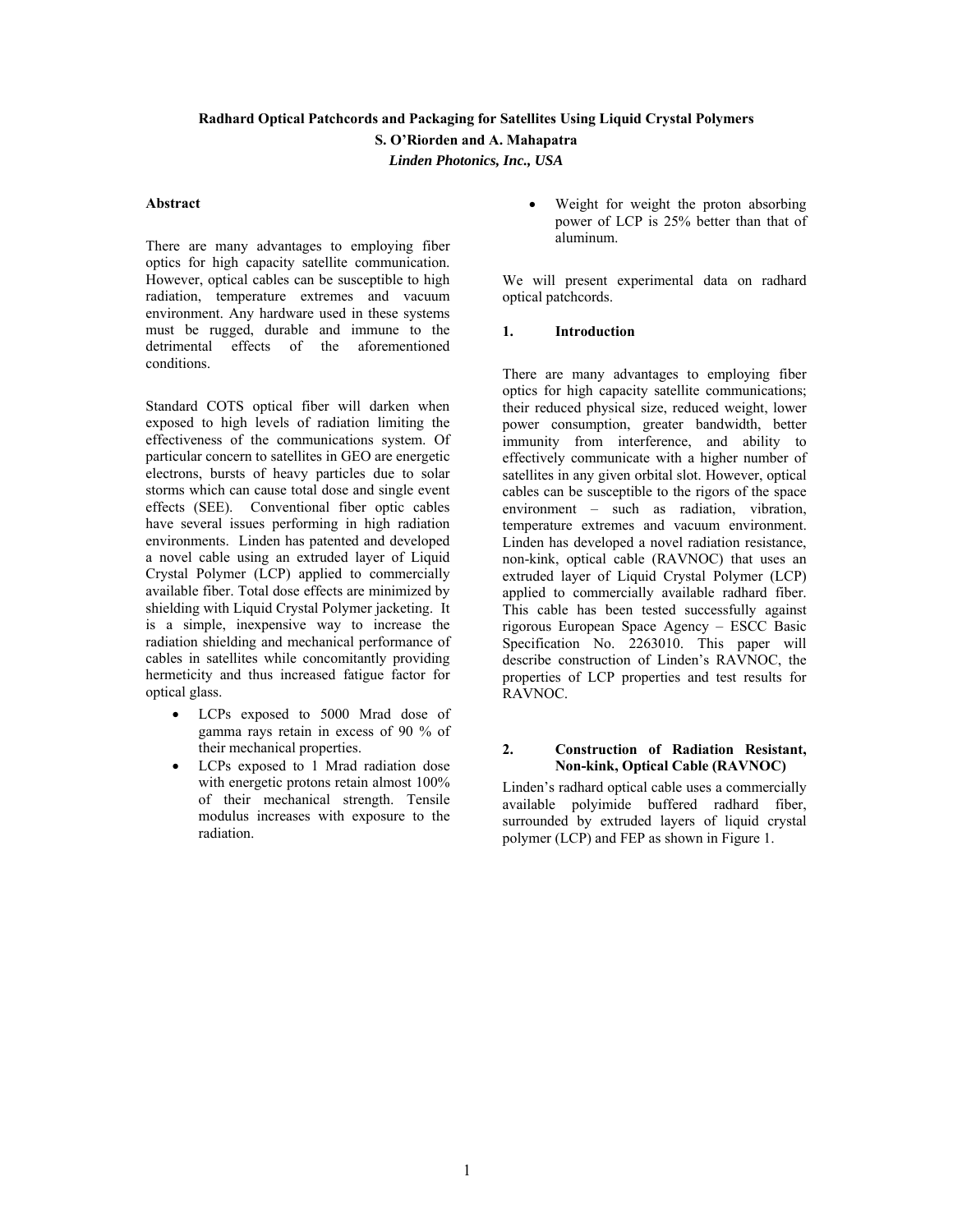**Radhard Optical Patchcords and Packaging for Satellites Using Liquid Crystal Polymers**

**S. O'Riorden and A. Mahapatra**

***Linden Photonics, Inc., USA***

## Abstract

There are many advantages to employing fiber optics for high capacity satellite communication. However, optical cables can be susceptible to high radiation, temperature extremes and vacuum environment. Any hardware used in these systems must be rugged, durable and immune to the detrimental effects of the aforementioned conditions.

Standard COTS optical fiber will darken when exposed to high levels of radiation limiting the effectiveness of the communications system. Of particular concern to satellites in GEO are energetic electrons, bursts of heavy particles due to solar storms which can cause total dose and single event effects (SEE). Conventional fiber optic cables have several issues performing in high radiation environments. Linden has patented and developed a novel cable using an extruded layer of Liquid Crystal Polymer (LCP) applied to commercially available fiber. Total dose effects are minimized by shielding with Liquid Crystal Polymer jacketing. It is a simple, inexpensive way to increase the radiation shielding and mechanical performance of cables in satellites while concomitantly providing hermeticity and thus increased fatigue factor for optical glass.

- LCPs exposed to 5000 Mrad dose of gamma rays retain in excess of 90 % of their mechanical properties.
- LCPs exposed to 1 Mrad radiation dose with energetic protons retain almost 100% of their mechanical strength. Tensile modulus increases with exposure to the radiation.
- Weight for weight the proton absorbing power of LCP is 25% better than that of aluminum.

We will present experimental data on radhard optical patchcords.

## 1. Introduction

There are many advantages to employing fiber optics for high capacity satellite communications; their reduced physical size, reduced weight, lower power consumption, greater bandwidth, better immunity from interference, and ability to effectively communicate with a higher number of satellites in any given orbital slot. However, optical cables can be susceptible to the rigors of the space environment – such as radiation, vibration, temperature extremes and vacuum environment. Linden has developed a novel radiation resistance, non-kink, optical cable (RAVNOC) that uses an extruded layer of Liquid Crystal Polymer (LCP) applied to commercially available radhard fiber. This cable has been tested successfully against rigorous European Space Agency – ESCC Basic Specification No. 2263010. This paper will describe construction of Linden's RAVNOC, the properties of LCP properties and test results for RAVNOC.

## 2. Construction of Radiation Resistant, Non-kink, Optical Cable (RAVNOC)

Linden's radhard optical cable uses a commercially available polyimide buffered radhard fiber, surrounded by extruded layers of liquid crystal polymer (LCP) and FEP as shown in Figure 1.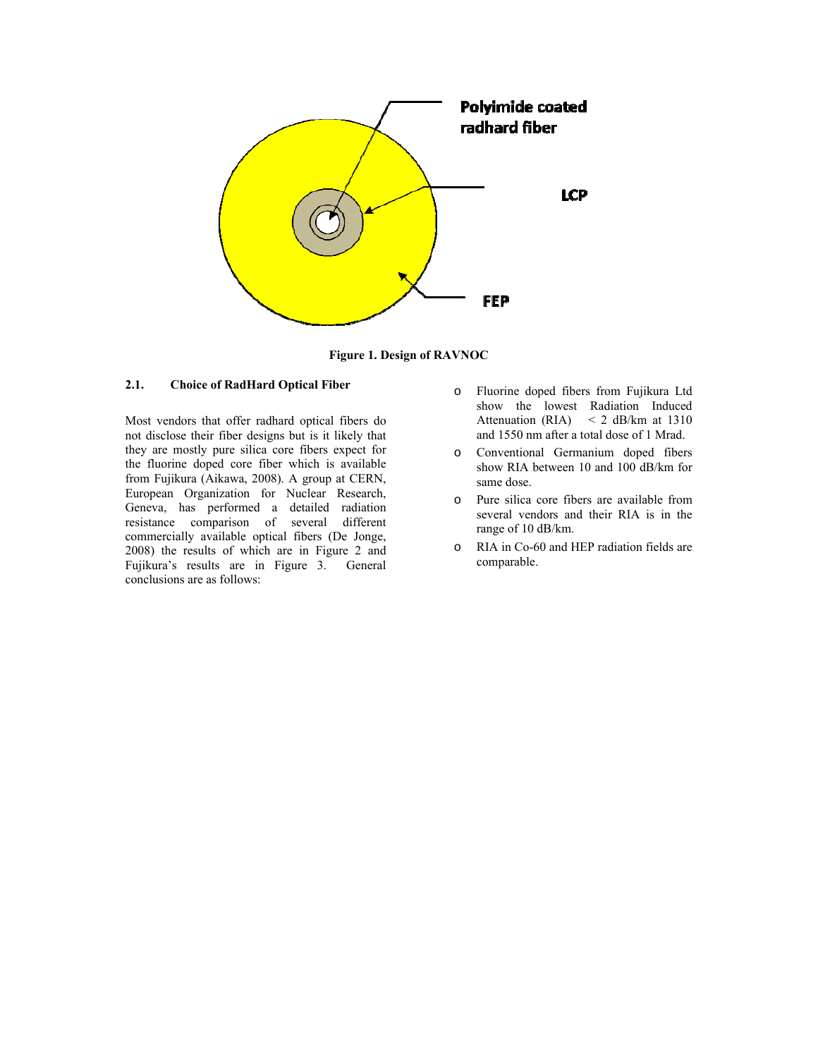Polyimide coated radhard fiber

LCP

FEP

**Figure 1. Design of RAVNOC**

### 2.1. Choice of RadHard Optical Fiber

Most vendors that offer radhard optical fibers do not disclose their fiber designs but is it likely that they are mostly pure silica core fibers expect for the fluorine doped core fiber which is available from Fujikura (Aikawa, 2008). A group at CERN, European Organization for Nuclear Research, Geneva, has performed a detailed radiation resistance comparison of several different commercially available optical fibers (De Jonge, 2008) the results of which are in Figure 2 and Fujikura's results are in Figure 3. General conclusions are as follows:

- Fluorine doped fibers from Fujikura Ltd show the lowest Radiation Induced Attenuation (RIA) < 2 dB/km at 1310 and 1550 nm after a total dose of 1 Mrad.
- Conventional Germanium doped fibers show RIA between 10 and 100 dB/km for same dose.
- Pure silica core fibers are available from several vendors and their RIA is in the range of 10 dB/km.
- RIA in Co-60 and HEP radiation fields are comparable.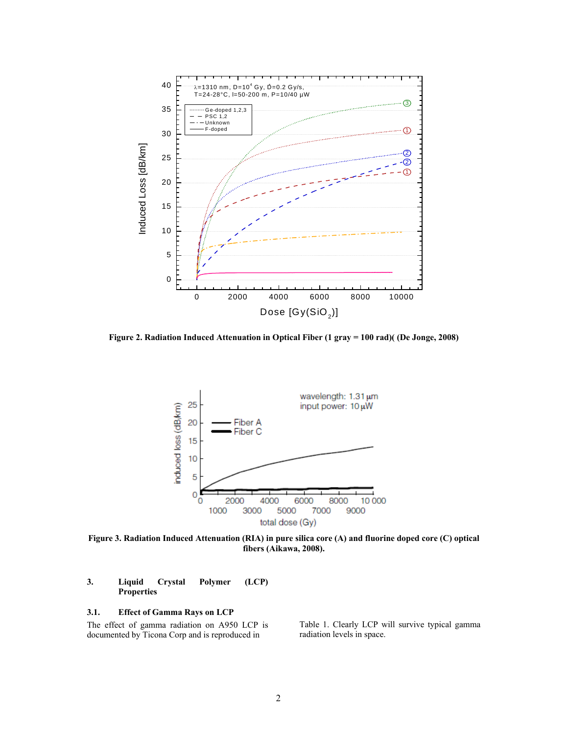Figure 2. Radiation Induced Attenuation in Optical Fiber (1 gray = 100 rad)( (De Jonge, 2008)

Figure 3. Radiation Induced Attenuation (RIA) in pure silica core (A) and fluorine doped core (C) optical fibers (Aikawa, 2008).

## 3. Liquid Crystal Polymer (LCP) Properties

### 3.1. Effect of Gamma Rays on LCP

The effect of gamma radiation on A950 LCP is documented by Ticona Corp and is reproduced in Table 1. Clearly LCP will survive typical gamma radiation levels in space.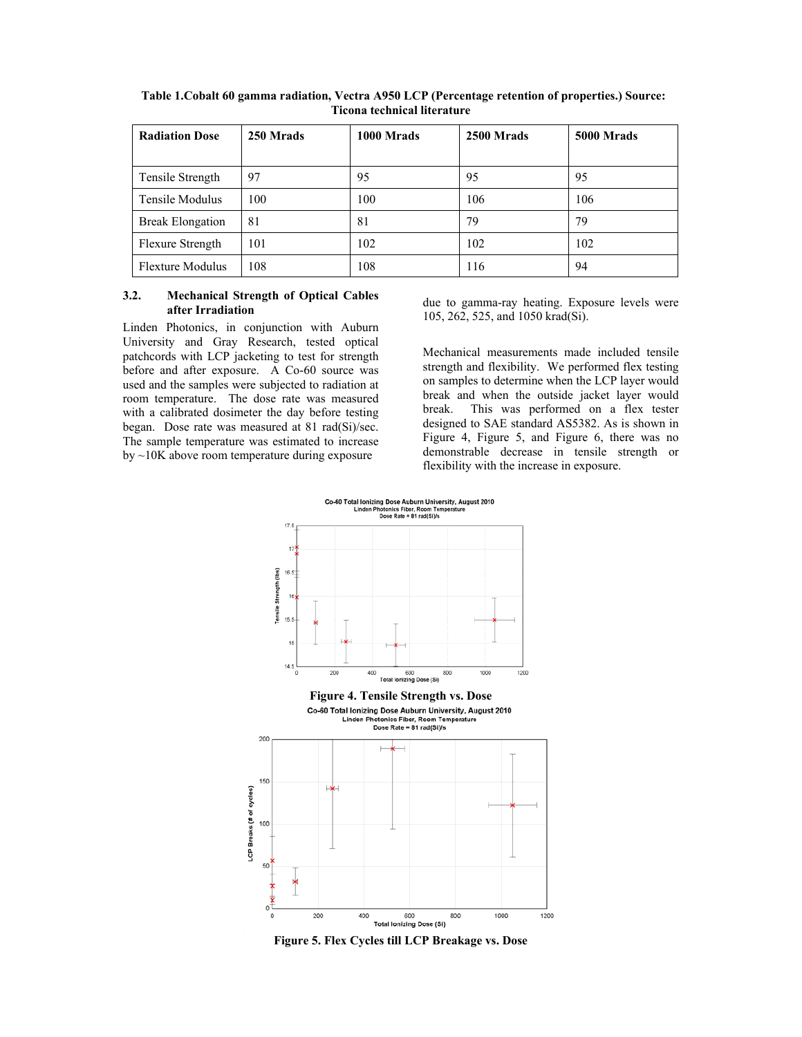**Table 1.Cobalt 60 gamma radiation, Vectra A950 LCP (Percentage retention of properties.) Source: Ticona technical literature**

| Radiation Dose | 250 Mrads | 1000 Mrads | 2500 Mrads | 5000 Mrads |
|---|---|---|---|---|
| Tensile Strength | 97 | 95 | 95 | 95 |
| Tensile Modulus | 100 | 100 | 106 | 106 |
| Break Elongation | 81 | 81 | 79 | 79 |
| Flexure Strength | 101 | 102 | 102 | 102 |
| Flexture Modulus | 108 | 108 | 116 | 94 |

### 3.2. Mechanical Strength of Optical Cables after Irradiation

Linden Photonics, in conjunction with Auburn University and Gray Research, tested optical patchcords with LCP jacketing to test for strength before and after exposure. A Co-60 source was used and the samples were subjected to radiation at room temperature. The dose rate was measured with a calibrated dosimeter the day before testing began. Dose rate was measured at 81 rad(Si)/sec. The sample temperature was estimated to increase by ~10K above room temperature during exposure due to gamma-ray heating. Exposure levels were 105, 262, 525, and 1050 krad(Si).

Mechanical measurements made included tensile strength and flexibility. We performed flex testing on samples to determine when the LCP layer would break and when the outside jacket layer would break. This was performed on a flex tester designed to SAE standard AS5382. As is shown in Figure 4, Figure 5, and Figure 6, there was no demonstrable decrease in tensile strength or flexibility with the increase in exposure.

**Figure 4. Tensile Strength vs. Dose**

**Figure 5. Flex Cycles till LCP Breakage vs. Dose**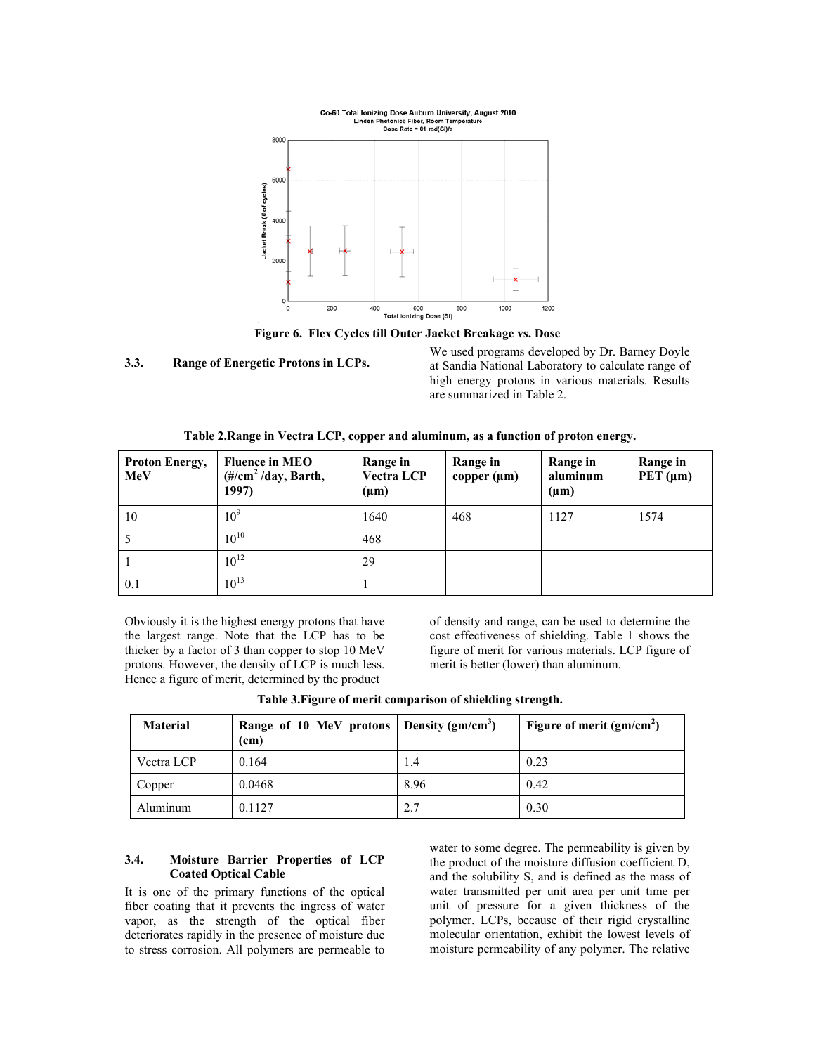Figure 6. Flex Cycles till Outer Jacket Breakage vs. Dose

### 3.3. Range of Energetic Protons in LCPs.

We used programs developed by Dr. Barney Doyle at Sandia National Laboratory to calculate range of high energy protons in various materials. Results are summarized in Table 2.

**Table 2.Range in Vectra LCP, copper and aluminum, as a function of proton energy.**

| Proton Energy, MeV | Fluence in MEO ($\#/cm^2$ /day, Barth, 1997) | Range in Vectra LCP (μm) | Range in copper (μm) | Range in aluminum (μm) | Range in PET (μm) |
|---|---|---|---|---|---|
| 10 | $10^9$ | 1640 | 468 | 1127 | 1574 |
| 5 | $10^{10}$ | 468 | | | |
| 1 | $10^{12}$ | 29 | | | |
| 0.1 | $10^{13}$ | 1 | | | |

Obviously it is the highest energy protons that have the largest range. Note that the LCP has to be thicker by a factor of 3 than copper to stop 10 MeV protons. However, the density of LCP is much less. Hence a figure of merit, determined by the product of density and range, can be used to determine the cost effectiveness of shielding. Table 1 shows the figure of merit for various materials. LCP figure of merit is better (lower) than aluminum.

**Table 3.Figure of merit comparison of shielding strength.**

| Material | Range of 10 MeV protons (cm) | Density ($gm/cm^3$) | Figure of merit ($gm/cm^2$) |
|---|---|---|---|
| Vectra LCP | 0.164 | 1.4 | 0.23 |
| Copper | 0.0468 | 8.96 | 0.42 |
| Aluminum | 0.1127 | 2.7 | 0.30 |

### 3.4. Moisture Barrier Properties of LCP Coated Optical Cable

It is one of the primary functions of the optical fiber coating that it prevents the ingress of water vapor, as the strength of the optical fiber deteriorates rapidly in the presence of moisture due to stress corrosion. All polymers are permeable to water to some degree. The permeability is given by the product of the moisture diffusion coefficient D, and the solubility S, and is defined as the mass of water transmitted per unit area per unit time per unit of pressure for a given thickness of the polymer. LCPs, because of their rigid crystalline molecular orientation, exhibit the lowest levels of moisture permeability of any polymer. The relative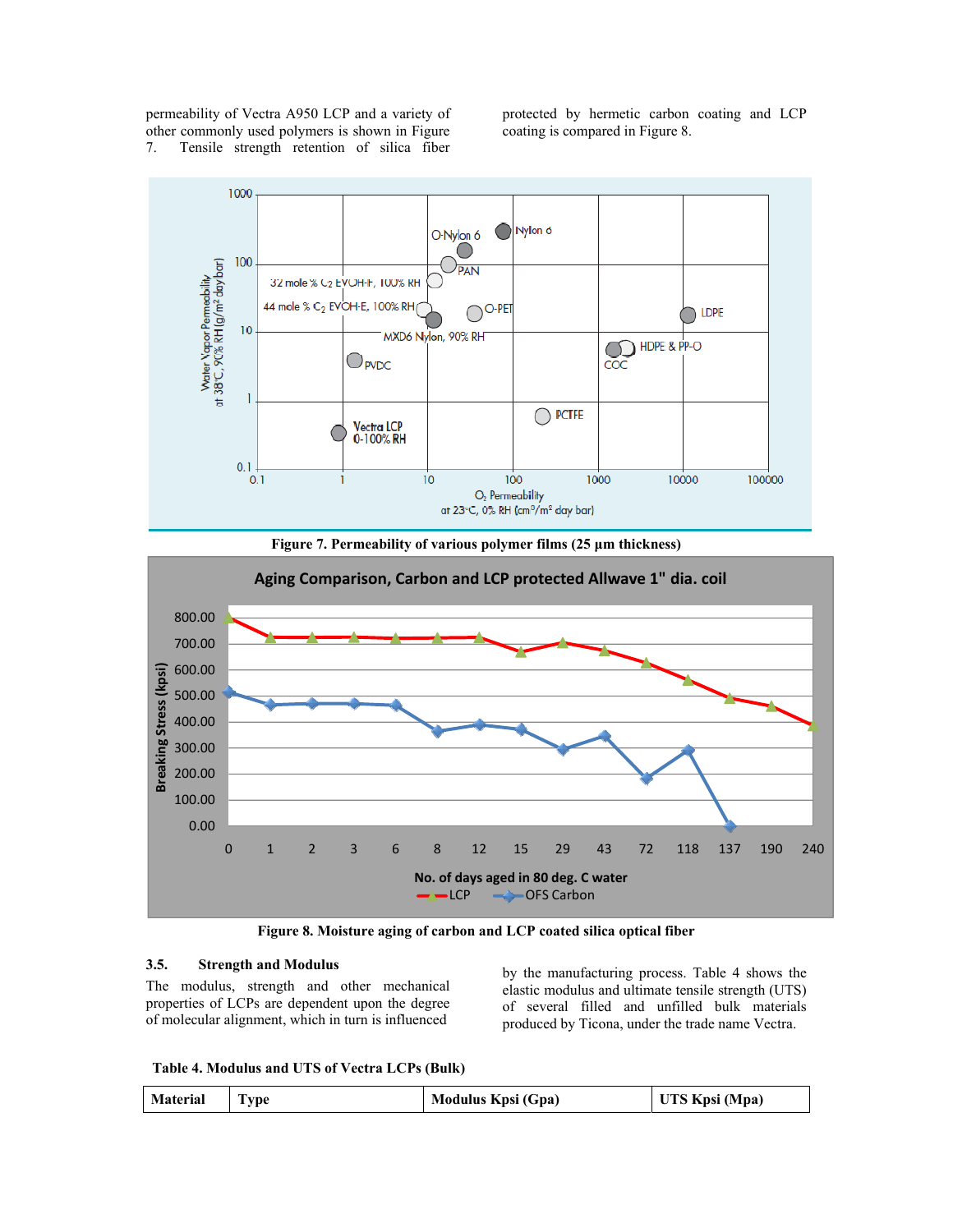permeability of Vectra A950 LCP and a variety of other commonly used polymers is shown in Figure 7. Tensile strength retention of silica fiber protected by hermetic carbon coating and LCP coating is compared in Figure 8.

**Figure 7. Permeability of various polymer films (25 µm thickness)**

**Figure 8. Moisture aging of carbon and LCP coated silica optical fiber**

### 3.5. Strength and Modulus

The modulus, strength and other mechanical properties of LCPs are dependent upon the degree of molecular alignment, which in turn is influenced by the manufacturing process. Table 4 shows the elastic modulus and ultimate tensile strength (UTS) of several filled and unfilled bulk materials produced by Ticona, under the trade name Vectra.

**Table 4. Modulus and UTS of Vectra LCPs (Bulk)**

| Material | Type | Modulus Kpsi (Gpa) | UTS Kpsi (Mpa) |
|---|---|---|---|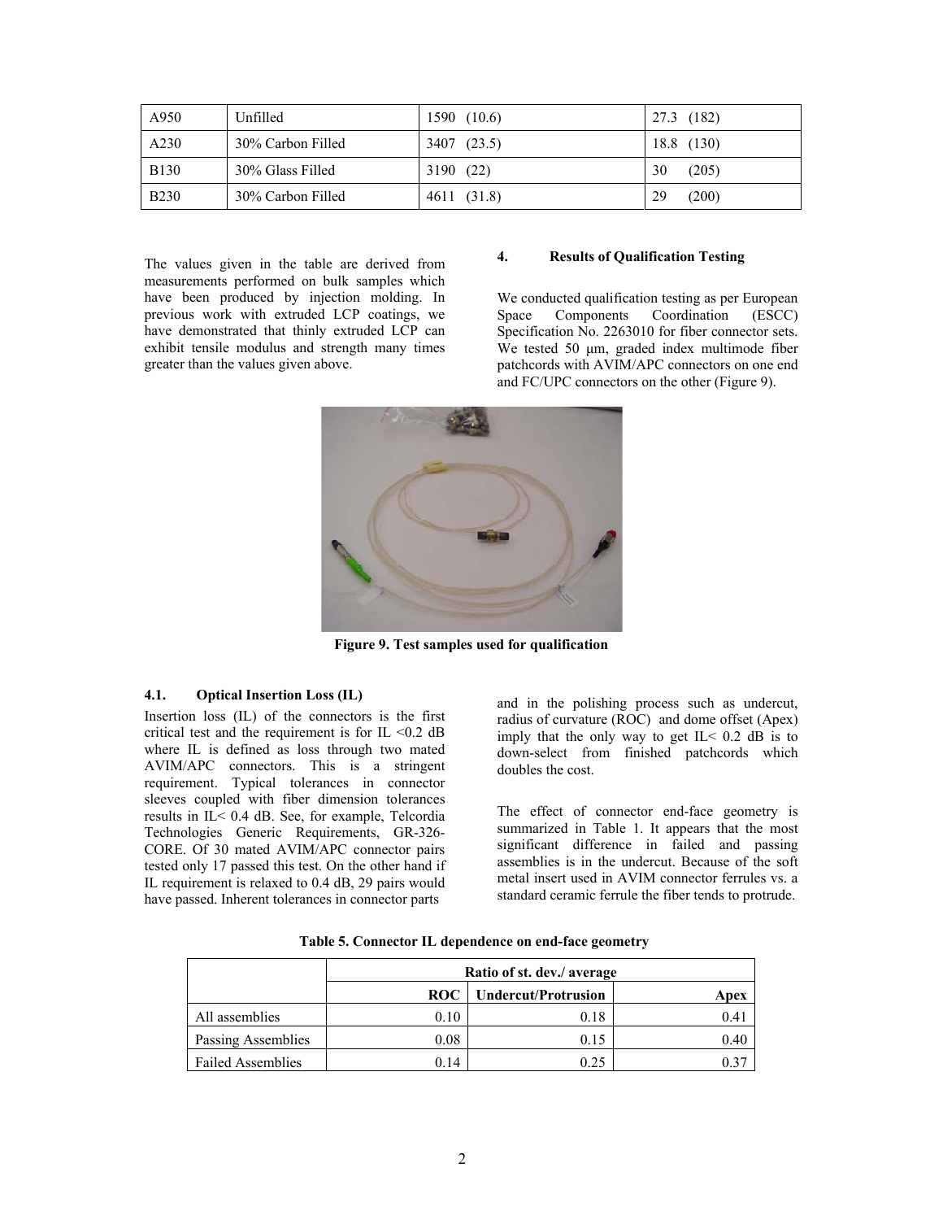| A950 | Unfilled | 1590 (10.6) | 27.3 (182) |
|---|---|---|---|
| A230 | 30% Carbon Filled | 3407 (23.5) | 18.8 (130) |
| B130 | 30% Glass Filled | 3190 (22) | 30 (205) |
| B230 | 30% Carbon Filled | 4611 (31.8) | 29 (200) |

The values given in the table are derived from measurements performed on bulk samples which have been produced by injection molding. In previous work with extruded LCP coatings, we have demonstrated that thinly extruded LCP can exhibit tensile modulus and strength many times greater than the values given above.

## 4. Results of Qualification Testing

We conducted qualification testing as per European Space Components Coordination (ESCC) Specification No. 2263010 for fiber connector sets. We tested 50 µm, graded index multimode fiber patchcords with AVIM/APC connectors on one end and FC/UPC connectors on the other (Figure 9).

**Figure 9. Test samples used for qualification**

### 4.1. Optical Insertion Loss (IL)

Insertion loss (IL) of the connectors is the first critical test and the requirement is for IL <0.2 dB where IL is defined as loss through two mated AVIM/APC connectors. This is a stringent requirement. Typical tolerances in connector sleeves coupled with fiber dimension tolerances results in IL< 0.4 dB. See, for example, Telcordia Technologies Generic Requirements, GR-326-CORE. Of 30 mated AVIM/APC connector pairs tested only 17 passed this test. On the other hand if IL requirement is relaxed to 0.4 dB, 29 pairs would have passed. Inherent tolerances in connector parts and in the polishing process such as undercut, radius of curvature (ROC) and dome offset (Apex) imply that the only way to get IL< 0.2 dB is to down-select from finished patchcords which doubles the cost.

The effect of connector end-face geometry is summarized in Table 1. It appears that the most significant difference in failed and passing assemblies is in the undercut. Because of the soft metal insert used in AVIM connector ferrules vs. a standard ceramic ferrule the fiber tends to protrude.

**Table 5. Connector IL dependence on end-face geometry**

| | Ratio of st. dev./ average | | |
|---|---|---|---|
| | ROC | Undercut/Protrusion | Apex |
| All assemblies | 0.10 | 0.18 | 0.41 |
| Passing Assemblies | 0.08 | 0.15 | 0.40 |
| Failed Assemblies | 0.14 | 0.25 | 0.37 |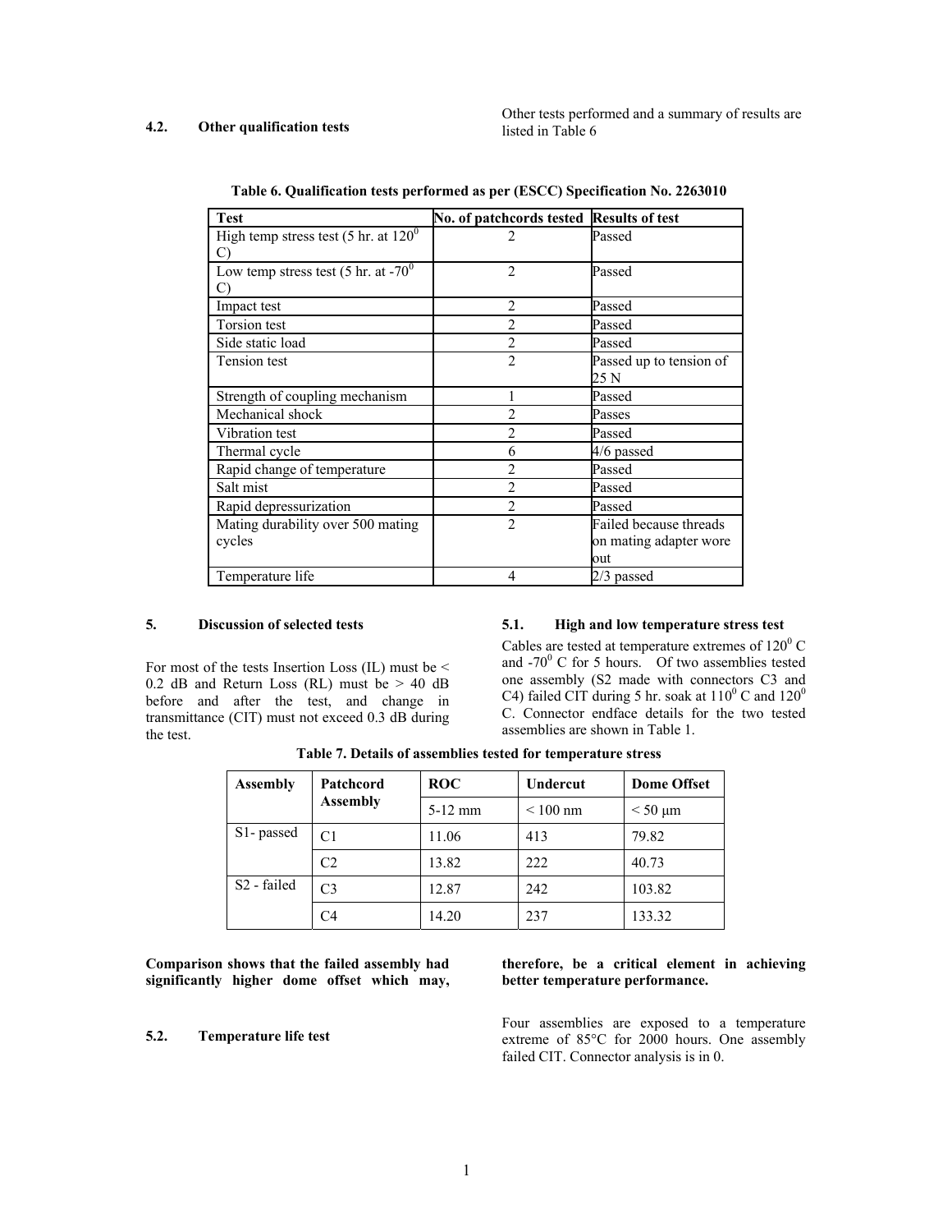### 4.2. Other qualification tests

Other tests performed and a summary of results are listed in Table 6

**Table 6. Qualification tests performed as per (ESCC) Specification No. 2263010**

| Test | No. of patchcords tested | Results of test |
|---|---|---|
| High temp stress test (5 hr. at $120^0$ C) | 2 | Passed |
| Low temp stress test (5 hr. at $-70^0$ C) | 2 | Passed |
| Impact test | 2 | Passed |
| Torsion test | 2 | Passed |
| Side static load | 2 | Passed |
| Tension test | 2 | Passed up to tension of 25 N |
| Strength of coupling mechanism | 1 | Passed |
| Mechanical shock | 2 | Passes |
| Vibration test | 2 | Passed |
| Thermal cycle | 6 | 4/6 passed |
| Rapid change of temperature | 2 | Passed |
| Salt mist | 2 | Passed |
| Rapid depressurization | 2 | Passed |
| Mating durability over 500 mating cycles | 2 | Failed because threads on mating adapter wore out |
| Temperature life | 4 | 2/3 passed |

## 5. Discussion of selected tests

For most of the tests Insertion Loss (IL) must be < 0.2 dB and Return Loss (RL) must be > 40 dB before and after the test, and change in transmittance (CIT) must not exceed 0.3 dB during the test.

### 5.1. High and low temperature stress test

Cables are tested at temperature extremes of $120^0$ C and $-70^0$ C for 5 hours. Of two assemblies tested one assembly (S2 made with connectors C3 and C4) failed CIT during 5 hr. soak at $110^0$ C and $120^0$ C. Connector endface details for the two tested assemblies are shown in Table 1.

**Table 7. Details of assemblies tested for temperature stress**

| Assembly | Patchcord Assembly | ROC | Undercut | Dome Offset |
|---|---|---|---|---|
| | | 5-12 mm | < 100 nm | < 50 μm |
| S1- passed | C1 | 11.06 | 413 | 79.82 |
| | C2 | 13.82 | 222 | 40.73 |
| S2 - failed | C3 | 12.87 | 242 | 103.82 |
| | C4 | 14.20 | 237 | 133.32 |

**Comparison shows that the failed assembly had significantly higher dome offset which may, therefore, be a critical element in achieving better temperature performance.**

### 5.2. Temperature life test

Four assemblies are exposed to a temperature extreme of 85°C for 2000 hours. One assembly failed CIT. Connector analysis is in 0.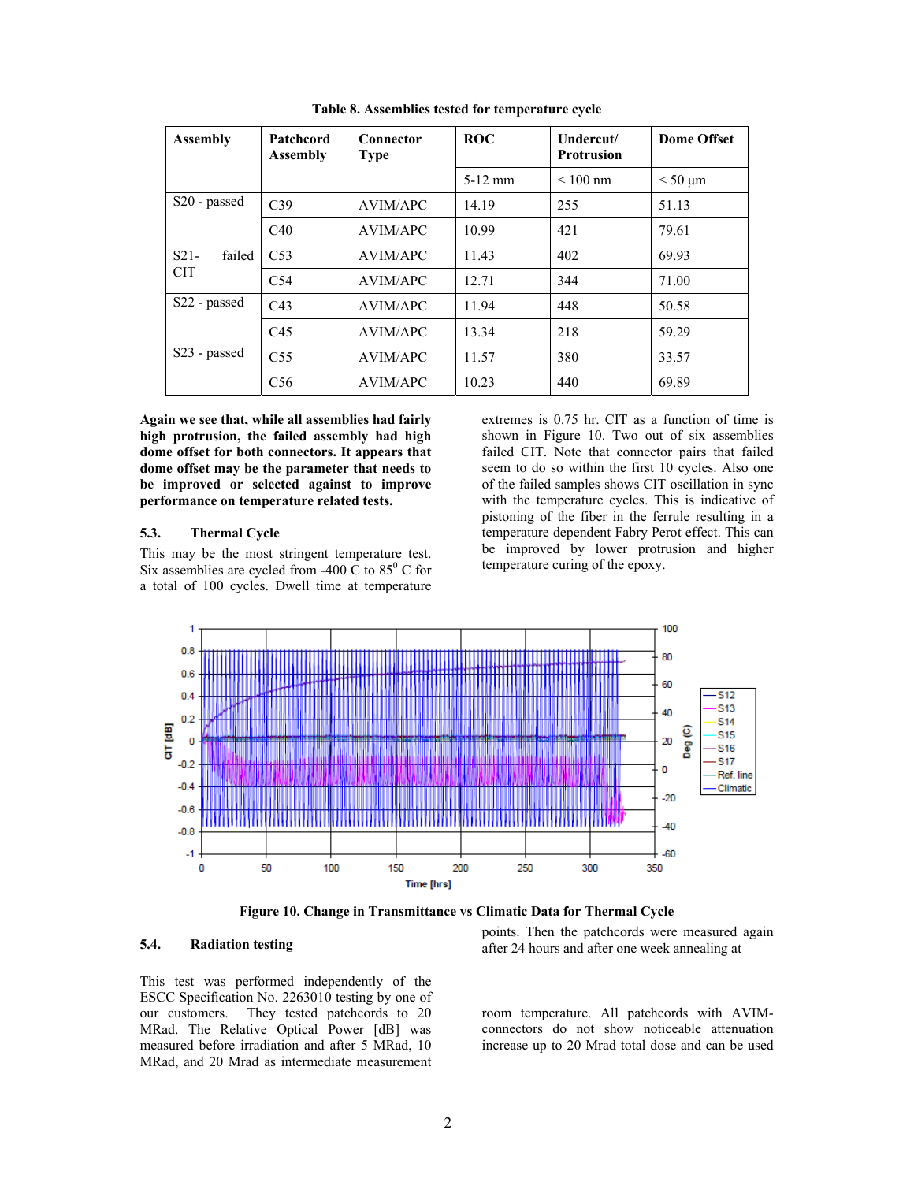**Table 8. Assemblies tested for temperature cycle**

| Assembly | Patchcord Assembly | Connector Type | ROC | Undercut/ Protrusion | Dome Offset |
|---|---|---|---|---|---|
| | | | 5-12 mm | < 100 nm | < 50 µm |
| S20 - passed | C39 | AVIM/APC | 14.19 | 255 | 51.13 |
| | C40 | AVIM/APC | 10.99 | 421 | 79.61 |
| S21- failed CIT | C53 | AVIM/APC | 11.43 | 402 | 69.93 |
| | C54 | AVIM/APC | 12.71 | 344 | 71.00 |
| S22 - passed | C43 | AVIM/APC | 11.94 | 448 | 50.58 |
| | C45 | AVIM/APC | 13.34 | 218 | 59.29 |
| S23 - passed | C55 | AVIM/APC | 11.57 | 380 | 33.57 |
| | C56 | AVIM/APC | 10.23 | 440 | 69.89 |

**Again we see that, while all assemblies had fairly high protrusion, the failed assembly had high dome offset for both connectors. It appears that dome offset may be the parameter that needs to be improved or selected against to improve performance on temperature related tests.**

### 5.3. Thermal Cycle

This may be the most stringent temperature test. Six assemblies are cycled from -400 C to $85^0$ C for a total of 100 cycles. Dwell time at temperature extremes is 0.75 hr. CIT as a function of time is shown in Figure 10. Two out of six assemblies failed CIT. Note that connector pairs that failed seem to do so within the first 10 cycles. Also one of the failed samples shows CIT oscillation in sync with the temperature cycles. This is indicative of pistoning of the fiber in the ferrule resulting in a temperature dependent Fabry Perot effect. This can be improved by lower protrusion and higher temperature curing of the epoxy.

**Figure 10. Change in Transmittance vs Climatic Data for Thermal Cycle**

### 5.4. Radiation testing

This test was performed independently of the ESCC Specification No. 2263010 testing by one of our customers. They tested patchcords to 20 MRad. The Relative Optical Power [dB] was measured before irradiation and after 5 MRad, 10 MRad, and 20 Mrad as intermediate measurement points. Then the patchcords were measured again after 24 hours and after one week annealing at room temperature. All patchcords with AVIM-connectors do not show noticeable attenuation increase up to 20 Mrad total dose and can be used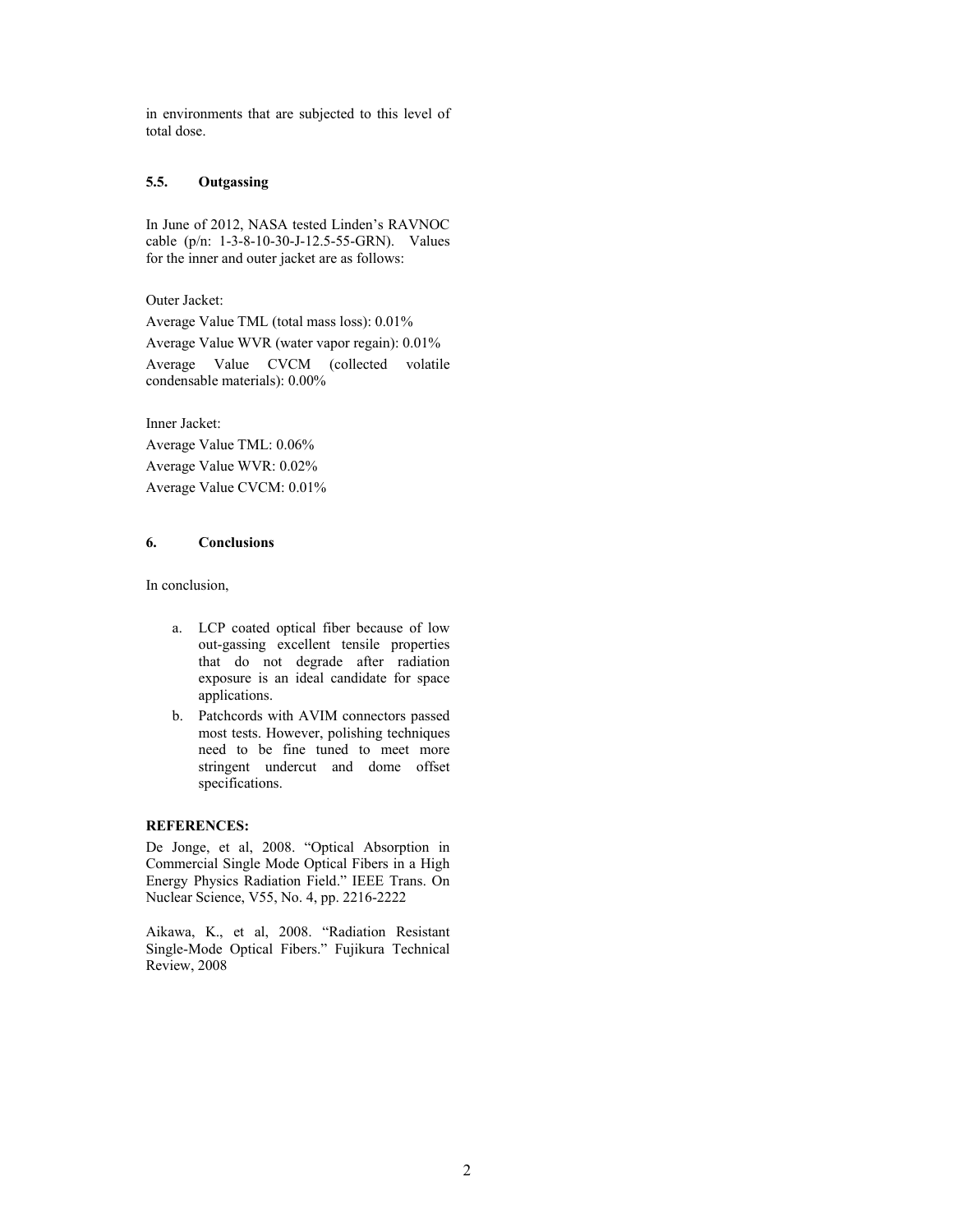in environments that are subjected to this level of total dose.

### 5.5. Outgassing

In June of 2012, NASA tested Linden's RAVNOC cable (p/n: 1-3-8-10-30-J-12.5-55-GRN). Values for the inner and outer jacket are as follows:

Outer Jacket:

Average Value TML (total mass loss): 0.01%

Average Value WVR (water vapor regain): 0.01%

Average Value CVCM (collected volatile condensable materials): 0.00%

Inner Jacket:

Average Value TML: 0.06%

Average Value WVR: 0.02%

Average Value CVCM: 0.01%

## 6. Conclusions

In conclusion,

a. LCP coated optical fiber because of low out-gassing excellent tensile properties that do not degrade after radiation exposure is an ideal candidate for space applications.

b. Patchcords with AVIM connectors passed most tests. However, polishing techniques need to be fine tuned to meet more stringent undercut and dome offset specifications.

**REFERENCES:**

De Jonge, et al, 2008. "Optical Absorption in Commercial Single Mode Optical Fibers in a High Energy Physics Radiation Field." IEEE Trans. On Nuclear Science, V55, No. 4, pp. 2216-2222

Aikawa, K., et al, 2008. "Radiation Resistant Single-Mode Optical Fibers." Fujikura Technical Review, 2008